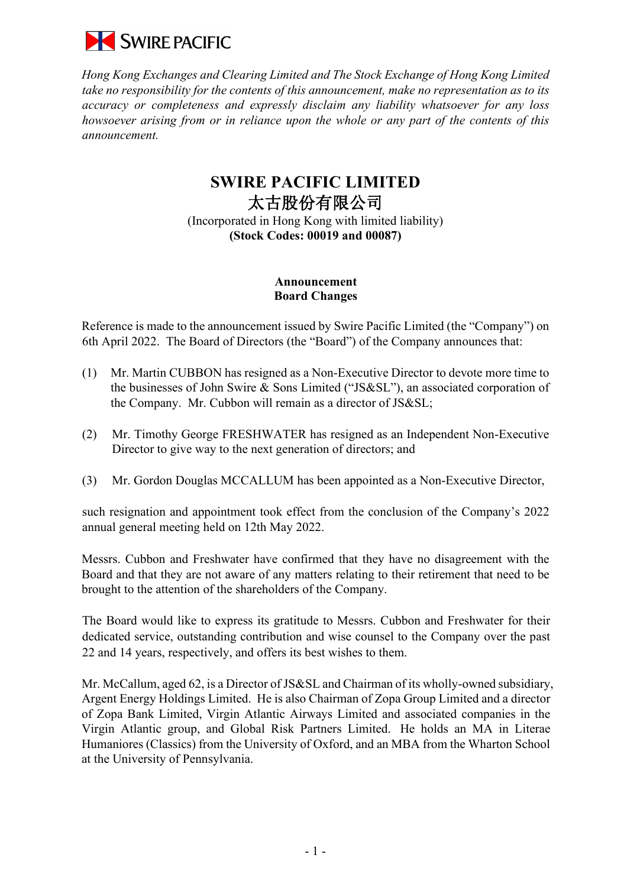SWIRE PACIFIC

*Hong Kong Exchanges and Clearing Limited and The Stock Exchange of Hong Kong Limited take no responsibility for the contents of this announcement, make no representation as to its accuracy or completeness and expressly disclaim any liability whatsoever for any loss howsoever arising from or in reliance upon the whole or any part of the contents of this announcement.*

# SWIRE PACIFIC LIMITED
# 太古股份有限公司

(Incorporated in Hong Kong with limited liability)
**(Stock Codes: 00019 and 00087)**

## Announcement
## Board Changes

Reference is made to the announcement issued by Swire Pacific Limited (the "Company") on 6th April 2022. The Board of Directors (the "Board") of the Company announces that:

(1) Mr. Martin CUBBON has resigned as a Non-Executive Director to devote more time to the businesses of John Swire & Sons Limited ("JS&SL"), an associated corporation of the Company. Mr. Cubbon will remain as a director of JS&SL;

(2) Mr. Timothy George FRESHWATER has resigned as an Independent Non-Executive Director to give way to the next generation of directors; and

(3) Mr. Gordon Douglas MCCALLUM has been appointed as a Non-Executive Director,

such resignation and appointment took effect from the conclusion of the Company's 2022 annual general meeting held on 12th May 2022.

Messrs. Cubbon and Freshwater have confirmed that they have no disagreement with the Board and that they are not aware of any matters relating to their retirement that need to be brought to the attention of the shareholders of the Company.

The Board would like to express its gratitude to Messrs. Cubbon and Freshwater for their dedicated service, outstanding contribution and wise counsel to the Company over the past 22 and 14 years, respectively, and offers its best wishes to them.

Mr. McCallum, aged 62, is a Director of JS&SL and Chairman of its wholly-owned subsidiary, Argent Energy Holdings Limited. He is also Chairman of Zopa Group Limited and a director of Zopa Bank Limited, Virgin Atlantic Airways Limited and associated companies in the Virgin Atlantic group, and Global Risk Partners Limited. He holds an MA in Literae Humaniores (Classics) from the University of Oxford, and an MBA from the Wharton School at the University of Pennsylvania.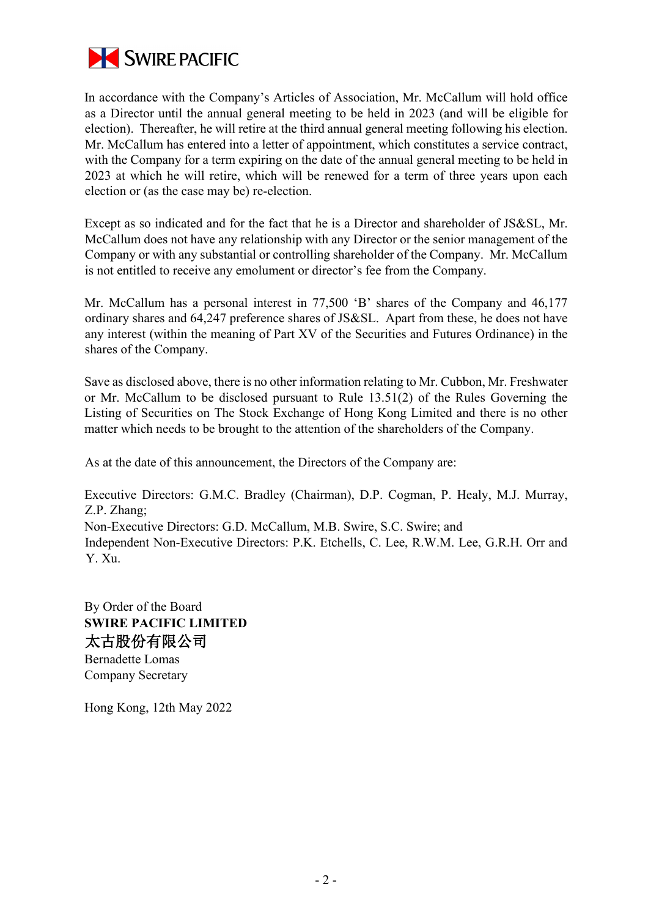In accordance with the Company's Articles of Association, Mr. McCallum will hold office as a Director until the annual general meeting to be held in 2023 (and will be eligible for election). Thereafter, he will retire at the third annual general meeting following his election. Mr. McCallum has entered into a letter of appointment, which constitutes a service contract, with the Company for a term expiring on the date of the annual general meeting to be held in 2023 at which he will retire, which will be renewed for a term of three years upon each election or (as the case may be) re-election.

Except as so indicated and for the fact that he is a Director and shareholder of JS&SL, Mr. McCallum does not have any relationship with any Director or the senior management of the Company or with any substantial or controlling shareholder of the Company. Mr. McCallum is not entitled to receive any emolument or director's fee from the Company.

Mr. McCallum has a personal interest in 77,500 'B' shares of the Company and 46,177 ordinary shares and 64,247 preference shares of JS&SL. Apart from these, he does not have any interest (within the meaning of Part XV of the Securities and Futures Ordinance) in the shares of the Company.

Save as disclosed above, there is no other information relating to Mr. Cubbon, Mr. Freshwater or Mr. McCallum to be disclosed pursuant to Rule 13.51(2) of the Rules Governing the Listing of Securities on The Stock Exchange of Hong Kong Limited and there is no other matter which needs to be brought to the attention of the shareholders of the Company.

As at the date of this announcement, the Directors of the Company are:

Executive Directors: G.M.C. Bradley (Chairman), D.P. Cogman, P. Healy, M.J. Murray, Z.P. Zhang;
Non-Executive Directors: G.D. McCallum, M.B. Swire, S.C. Swire; and
Independent Non-Executive Directors: P.K. Etchells, C. Lee, R.W.M. Lee, G.R.H. Orr and Y. Xu.

By Order of the Board
**SWIRE PACIFIC LIMITED**
**太古股份有限公司**
Bernadette Lomas
Company Secretary

Hong Kong, 12th May 2022